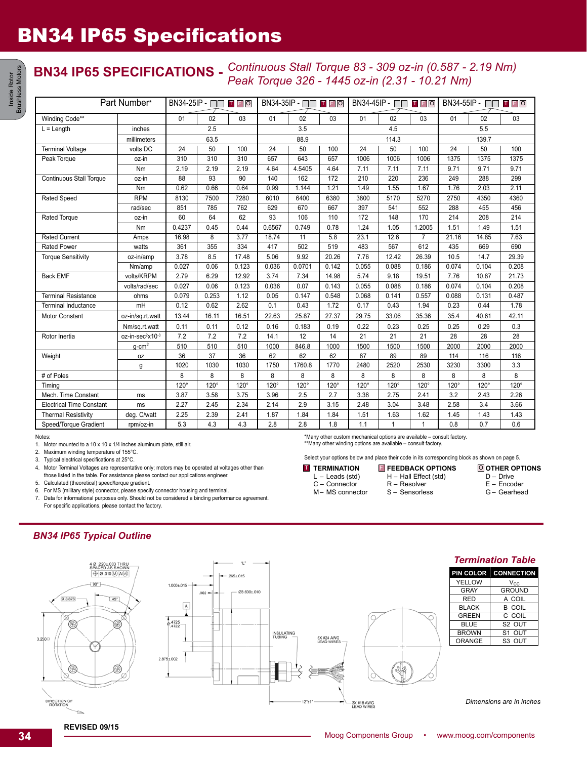# BN34 IP65 Specifications

## BN34 IP65 SPECIFICATIONS - *Continuous Stall Torque 83 - 309 oz-in (0.587 - 2.19 Nm) Peak Torque 326 - 1445 oz-in (2.31 - 10.21 Nm)*

| Part Number* | | BN34-25IP - □□ T F O | | | BN34-35IP - □□ T F O | | | BN34-45IP - □□ T F O | | | BN34-55IP - □□ T F O | | |
|---|---|---|---|---|---|---|---|---|---|---|---|---|---|
| Winding Code** | | 01 | 02 | 03 | 01 | 02 | 03 | 01 | 02 | 03 | 01 | 02 | 03 |
| L = Length | inches | | 2.5 | | | 3.5 | | | 4.5 | | | 5.5 | |
| | millimeters | | 63.5 | | | 88.9 | | | 114.3 | | | 139.7 | |
| Terminal Voltage | volts DC | 24 | 50 | 100 | 24 | 50 | 100 | 24 | 50 | 100 | 24 | 50 | 100 |
| Peak Torque | oz-in | 310 | 310 | 310 | 657 | 643 | 657 | 1006 | 1006 | 1006 | 1375 | 1375 | 1375 |
| | Nm | 2.19 | 2.19 | 2.19 | 4.64 | 4.5405 | 4.64 | 7.11 | 7.11 | 7.11 | 9.71 | 9.71 | 9.71 |
| Continuous Stall Torque | oz-in | 88 | 93 | 90 | 140 | 162 | 172 | 210 | 220 | 236 | 249 | 288 | 299 |
| | Nm | 0.62 | 0.66 | 0.64 | 0.99 | 1.144 | 1.21 | 1.49 | 1.55 | 1.67 | 1.76 | 2.03 | 2.11 |
| Rated Speed | RPM | 8130 | 7500 | 7280 | 6010 | 6400 | 6380 | 3800 | 5170 | 5270 | 2750 | 4350 | 4360 |
| | rad/sec | 851 | 785 | 762 | 629 | 670 | 667 | 397 | 541 | 552 | 288 | 455 | 456 |
| Rated Torque | oz-in | 60 | 64 | 62 | 93 | 106 | 110 | 172 | 148 | 170 | 214 | 208 | 214 |
| | Nm | 0.4237 | 0.45 | 0.44 | 0.6567 | 0.749 | 0.78 | 1.24 | 1.05 | 1.2005 | 1.51 | 1.49 | 1.51 |
| Rated Current | Amps | 16.98 | 8 | 3.77 | 18.74 | 11 | 5.8 | 23.1 | 12.6 | 7 | 21.16 | 14.85 | 7.63 |
| Rated Power | watts | 361 | 355 | 334 | 417 | 502 | 519 | 483 | 567 | 612 | 435 | 669 | 690 |
| Torque Sensitivity | oz-in/amp | 3.78 | 8.5 | 17.48 | 5.06 | 9.92 | 20.26 | 7.76 | 12.42 | 26.39 | 10.5 | 14.7 | 29.39 |
| | Nm/amp | 0.027 | 0.06 | 0.123 | 0.036 | 0.0701 | 0.142 | 0.055 | 0.088 | 0.186 | 0.074 | 0.104 | 0.208 |
| Back EMF | volts/KRPM | 2.79 | 6.29 | 12.92 | 3.74 | 7.34 | 14.98 | 5.74 | 9.18 | 19.51 | 7.76 | 10.87 | 21.73 |
| | volts/rad/sec | 0.027 | 0.06 | 0.123 | 0.036 | 0.07 | 0.143 | 0.055 | 0.088 | 0.186 | 0.074 | 0.104 | 0.208 |
| Terminal Resistance | ohms | 0.079 | 0.253 | 1.12 | 0.05 | 0.147 | 0.548 | 0.068 | 0.141 | 0.557 | 0.088 | 0.131 | 0.487 |
| Terminal Inductance | mH | 0.12 | 0.62 | 2.62 | 0.1 | 0.43 | 1.72 | 0.17 | 0.43 | 1.94 | 0.23 | 0.44 | 1.78 |
| Motor Constant | oz-in/sq.rt.watt | 13.44 | 16.11 | 16.51 | 22.63 | 25.87 | 27.37 | 29.75 | 33.06 | 35.36 | 35.4 | 40.61 | 42.11 |
| | Nm/sq.rt.watt | 0.11 | 0.11 | 0.12 | 0.16 | 0.183 | 0.19 | 0.22 | 0.23 | 0.25 | 0.25 | 0.29 | 0.3 |
| Rotor Inertia | oz-in-sec$^2$x10$^{-3}$ | 7.2 | 7.2 | 7.2 | 14.1 | 12 | 14 | 21 | 21 | 21 | 28 | 28 | 28 |
| | g-cm$^2$ | 510 | 510 | 510 | 1000 | 846.8 | 1000 | 1500 | 1500 | 1500 | 2000 | 2000 | 2000 |
| Weight | oz | 36 | 37 | 36 | 62 | 62 | 62 | 87 | 89 | 89 | 114 | 116 | 116 |
| | g | 1020 | 1030 | 1030 | 1750 | 1760.8 | 1770 | 2480 | 2520 | 2530 | 3230 | 3300 | 3.3 |
| # of Poles | | 8 | 8 | 8 | 8 | 8 | 8 | 8 | 8 | 8 | 8 | 8 | 8 |
| Timing | | 120° | 120° | 120° | 120° | 120° | 120° | 120° | 120° | 120° | 120° | 120° | 120° |
| Mech. Time Constant | ms | 3.87 | 3.58 | 3.75 | 3.96 | 2.5 | 2.7 | 3.38 | 2.75 | 2.41 | 3.2 | 2.43 | 2.26 |
| Electrical Time Constant | ms | 2.27 | 2.45 | 2.34 | 2.14 | 2.9 | 3.15 | 2.48 | 3.04 | 3.48 | 2.58 | 3.4 | 3.66 |
| Thermal Resistivity | deg. C/watt | 2.25 | 2.39 | 2.41 | 1.87 | 1.84 | 1.84 | 1.51 | 1.63 | 1.62 | 1.45 | 1.43 | 1.43 |
| Speed/Torque Gradient | rpm/oz-in | 5.3 | 4.3 | 4.3 | 2.8 | 2.8 | 1.8 | 1.1 | 1 | 1 | 0.8 | 0.7 | 0.6 |

Notes:
1. Motor mounted to a 10 x 10 x 1/4 inches aluminum plate, still air.
2. Maximum winding temperature of 155°C.
3. Typical electrical specifications at 25°C.
4. Motor Terminal Voltages are representative only; motors may be operated at voltages other than those listed in the table. For assistance please contact our applications engineer.
5. Calculated (theoretical) speed/torque gradient.
6. For MS (military style) connector, please specify connector housing and terminal.
7. Data for informational purposes only. Should not be considered a binding performance agreement. For specific applications, please contact the factory.

*Many other custom mechanical options are available – consult factory.
**Many other winding options are available – consult factory.

Select your options below and place their code in its corresponding block as shown on page 5.

**T TERMINATION**
- L – Leads (std)
- C – Connector
- M – MS connector

**F FEEDBACK OPTIONS**
- H – Hall Effect (std)
- R – Resolver
- S – Sensorless

**O OTHER OPTIONS**
- D – Drive
- E – Encoder
- G – Gearhead

## *BN34 IP65 Typical Outline*

### *Termination Table*

| PIN COLOR | CONNECTION |
|---|---|
| YELLOW | $V_{CC}$ |
| GRAY | GROUND |
| RED | A COIL |
| BLACK | B COIL |
| GREEN | C COIL |
| BLUE | S2 OUT |
| BROWN | S1 OUT |
| ORANGE | S3 OUT |

*Dimensions are in inches*

REVISED 09/15

Moog Components Group • www.moog.com/components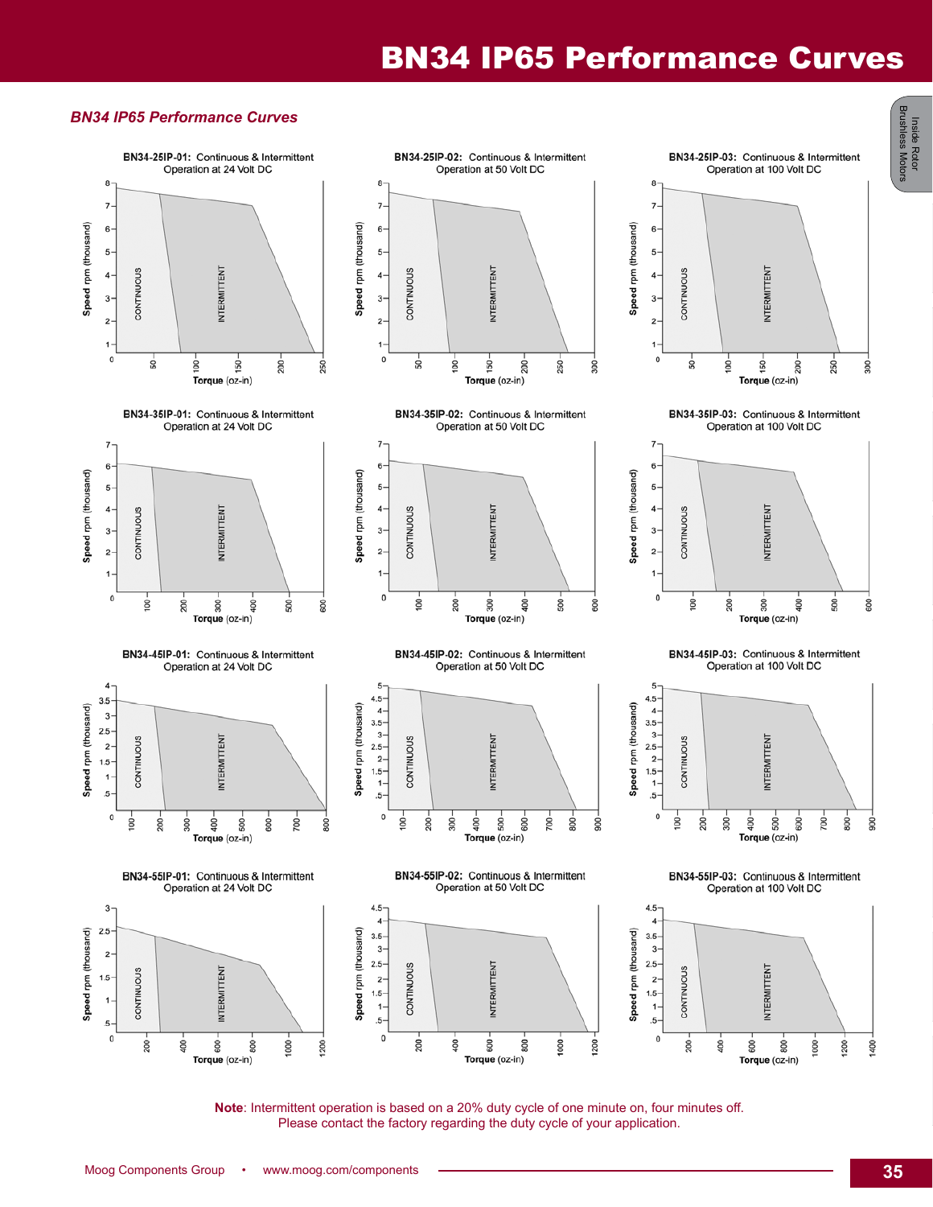# BN34 IP65 Performance Curves

*BN34 IP65 Performance Curves*

**BN34-25IP-01:** Continuous & Intermittent Operation at 24 Volt DC

Speed rpm (thousand)
0 1 2 3 4 5 6 7 8
CONTINUOUS
INTERMITTENT
50 100 150 200 250
Torque (oz-in)

**BN34-25IP-02:** Continuous & Intermittent Operation at 50 Volt DC

Speed rpm (thousand)
0 1 2 3 4 5 6 7 8
CONTINUOUS
INTERMITTENT
50 100 150 200 250 300
Torque (oz-in)

**BN34-25IP-03:** Continuous & Intermittent Operation at 100 Volt DC

Speed rpm (thousand)
0 1 2 3 4 5 6 7 8
CONTINUOUS
INTERMITTENT
50 100 150 200 250 300
Torque (oz-in)

**BN34-35IP-01:** Continuous & Intermittent Operation at 24 Volt DC

Speed rpm (thousand)
0 1 2 3 4 5 6 7
CONTINUOUS
INTERMITTENT
100 200 300 400 500 600
Torque (oz-in)

**BN34-35IP-02:** Continuous & Intermittent Operation at 50 Volt DC

Speed rpm (thousand)
0 1 2 3 4 5 6 7
CONTINUOUS
INTERMITTENT
100 200 300 400 500 600
Torque (oz-in)

**BN34-35IP-03:** Continuous & Intermittent Operation at 100 Volt DC

Speed rpm (thousand)
0 1 2 3 4 5 6 7
CONTINUOUS
INTERMITTENT
100 200 300 400 500 600
Torque (oz-in)

**BN34-45IP-01:** Continuous & Intermittent Operation at 24 Volt DC

Speed rpm (thousand)
0 .5 1 1.5 2 2.5 3 3.5 4
CONTINUOUS
INTERMITTENT
100 200 300 400 500 600 700 800
Torque (oz-in)

**BN34-45IP-02:** Continuous & Intermittent Operation at 50 Volt DC

Speed rpm (thousand)
0 .5 1 1.5 2 2.5 3 3.5 4 4.5 5
CONTINUOUS
INTERMITTENT
100 200 300 400 500 600 700 800 900
Torque (oz-in)

**BN34-45IP-03:** Continuous & Intermittent Operation at 100 Volt DC

Speed rpm (thousand)
0 .5 1 1.5 2 2.5 3 3.5 4 4.5 5
CONTINUOUS
INTERMITTENT
100 200 300 400 500 600 700 800 900
Torque (oz-in)

**BN34-55IP-01:** Continuous & Intermittent Operation at 24 Volt DC

Speed rpm (thousand)
0 .5 1 1.5 2 2.5 3
CONTINUOUS
INTERMITTENT
200 400 600 800 1000 1200
Torque (oz-in)

**BN34-55IP-02:** Continuous & Intermittent Operation at 50 Volt DC

Speed rpm (thousand)
0 .5 1 1.5 2 2.5 3 3.5 4 4.5
CONTINUOUS
INTERMITTENT
200 400 600 800 1000 1200
Torque (oz-in)

**BN34-55IP-03:** Continuous & Intermittent Operation at 100 Volt DC

Speed rpm (thousand)
0 .5 1 1.5 2 2.5 3 3.5 4 4.5
CONTINUOUS
INTERMITTENT
200 400 600 800 1000 1200 1400
Torque (oz-in)

**Note**: Intermittent operation is based on a 20% duty cycle of one minute on, four minutes off. Please contact the factory regarding the duty cycle of your application.